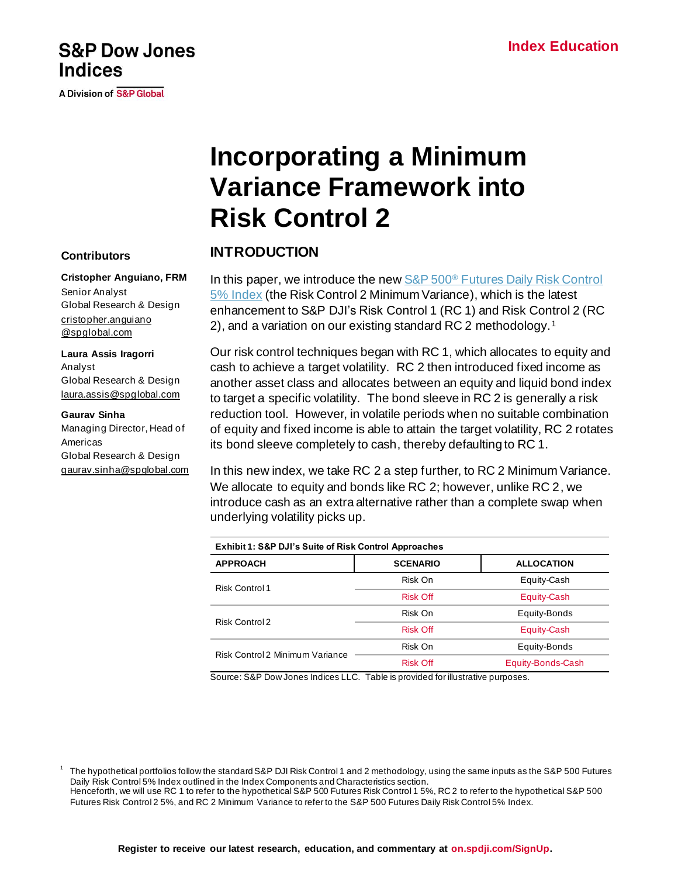S&P Dow Jones Indices

A Division of S&P Global

Index Education

# Incorporating a Minimum Variance Framework into Risk Control 2

## Contributors

**Cristopher Anguiano, FRM**
Senior Analyst
Global Research & Design
cristopher.anguiano@spglobal.com

**Laura Assis Iragorri**
Analyst
Global Research & Design
laura.assis@spglobal.com

**Gaurav Sinha**
Managing Director, Head of Americas
Global Research & Design
gaurav.sinha@spglobal.com

## INTRODUCTION

In this paper, we introduce the new S&P 500® Futures Daily Risk Control 5% Index (the Risk Control 2 Minimum Variance), which is the latest enhancement to S&P DJI's Risk Control 1 (RC 1) and Risk Control 2 (RC 2), and a variation on our existing standard RC 2 methodology.[1]

Our risk control techniques began with RC 1, which allocates to equity and cash to achieve a target volatility. RC 2 then introduced fixed income as another asset class and allocates between an equity and liquid bond index to target a specific volatility. The bond sleeve in RC 2 is generally a risk reduction tool. However, in volatile periods when no suitable combination of equity and fixed income is able to attain the target volatility, RC 2 rotates its bond sleeve completely to cash, thereby defaulting to RC 1.

In this new index, we take RC 2 a step further, to RC 2 Minimum Variance. We allocate to equity and bonds like RC 2; however, unlike RC 2, we introduce cash as an extra alternative rather than a complete swap when underlying volatility picks up.

**Exhibit 1: S&P DJI's Suite of Risk Control Approaches**

| APPROACH | SCENARIO | ALLOCATION |
|---|---|---|
| Risk Control 1 | Risk On | Equity-Cash |
| | Risk Off | Equity-Cash |
| Risk Control 2 | Risk On | Equity-Bonds |
| | Risk Off | Equity-Cash |
| Risk Control 2 Minimum Variance | Risk On | Equity-Bonds |
| | Risk Off | Equity-Bonds-Cash |

Source: S&P Dow Jones Indices LLC. Table is provided for illustrative purposes.

[1] The hypothetical portfolios follow the standard S&P DJI Risk Control 1 and 2 methodology, using the same inputs as the S&P 500 Futures Daily Risk Control 5% Index outlined in the Index Components and Characteristics section.
Henceforth, we will use RC 1 to refer to the hypothetical S&P 500 Futures Risk Control 1 5%, RC 2 to refer to the hypothetical S&P 500 Futures Risk Control 2 5%, and RC 2 Minimum Variance to refer to the S&P 500 Futures Daily Risk Control 5% Index.

Register to receive our latest research, education, and commentary at on.spdji.com/SignUp.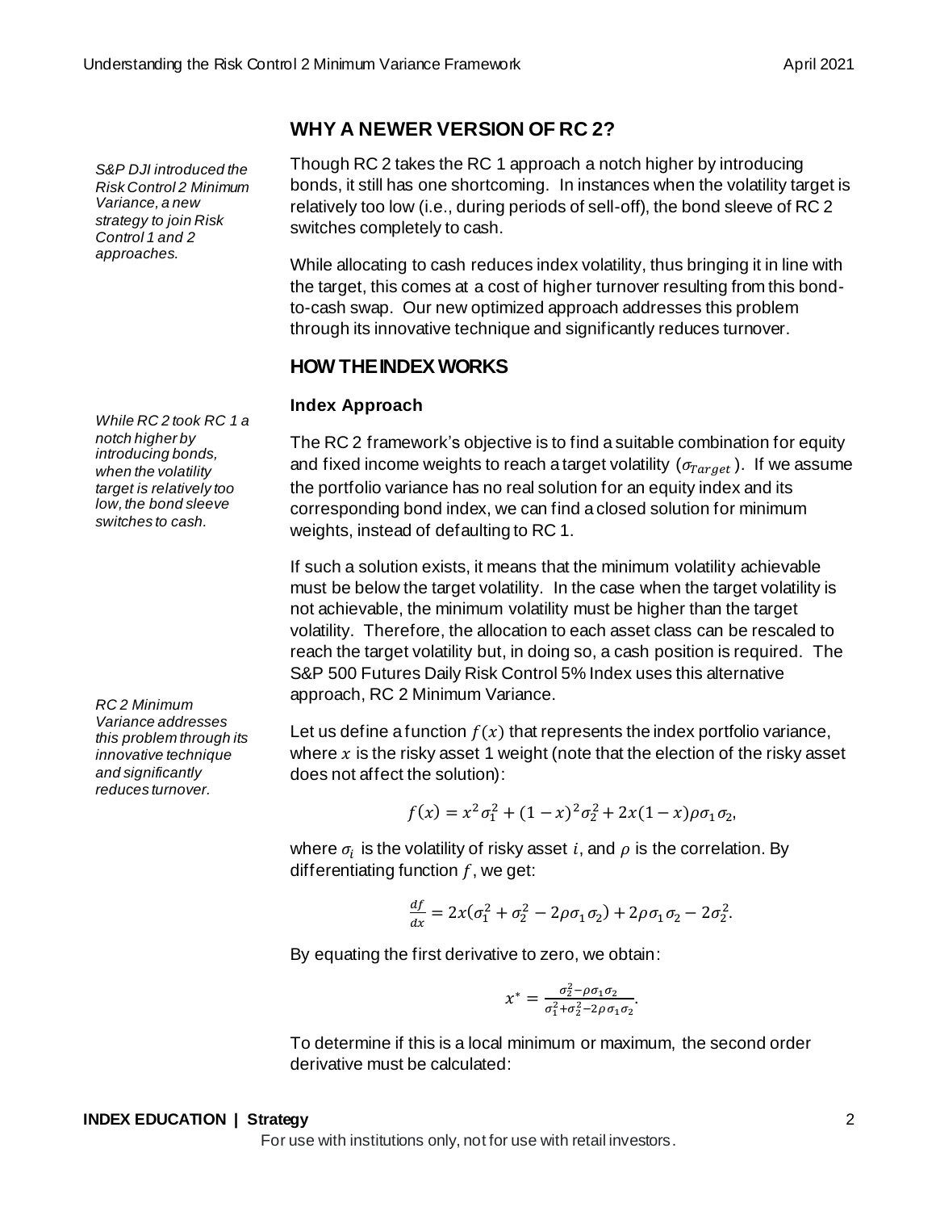*S&P DJI introduced the Risk Control 2 Minimum Variance, a new strategy to join Risk Control 1 and 2 approaches.*

## WHY A NEWER VERSION OF RC 2?

Though RC 2 takes the RC 1 approach a notch higher by introducing bonds, it still has one shortcoming. In instances when the volatility target is relatively too low (i.e., during periods of sell-off), the bond sleeve of RC 2 switches completely to cash.

While allocating to cash reduces index volatility, thus bringing it in line with the target, this comes at a cost of higher turnover resulting from this bond-to-cash swap. Our new optimized approach addresses this problem through its innovative technique and significantly reduces turnover.

## HOW THE INDEX WORKS

*While RC 2 took RC 1 a notch higher by introducing bonds, when the volatility target is relatively too low, the bond sleeve switches to cash.*

### Index Approach

The RC 2 framework's objective is to find a suitable combination for equity and fixed income weights to reach a target volatility ($\sigma_{Target}$). If we assume the portfolio variance has no real solution for an equity index and its corresponding bond index, we can find a closed solution for minimum weights, instead of defaulting to RC 1.

If such a solution exists, it means that the minimum volatility achievable must be below the target volatility. In the case when the target volatility is not achievable, the minimum volatility must be higher than the target volatility. Therefore, the allocation to each asset class can be rescaled to reach the target volatility but, in doing so, a cash position is required. The S&P 500 Futures Daily Risk Control 5% Index uses this alternative approach, RC 2 Minimum Variance.

*RC 2 Minimum Variance addresses this problem through its innovative technique and significantly reduces turnover.*

Let us define a function $f(x)$ that represents the index portfolio variance, where $x$ is the risky asset 1 weight (note that the election of the risky asset does not affect the solution):

$$f(x) = x^2\sigma_1^2 + (1-x)^2\sigma_2^2 + 2x(1-x)\rho\sigma_1\sigma_2,$$

where $\sigma_i$ is the volatility of risky asset $i$, and $\rho$ is the correlation. By differentiating function $f$, we get:

$$\frac{df}{dx} = 2x(\sigma_1^2 + \sigma_2^2 - 2\rho\sigma_1\sigma_2) + 2\rho\sigma_1\sigma_2 - 2\sigma_2^2.$$

By equating the first derivative to zero, we obtain:

$$x^* = \frac{\sigma_2^2 - \rho\sigma_1\sigma_2}{\sigma_1^2 + \sigma_2^2 - 2\rho\sigma_1\sigma_2}.$$

To determine if this is a local minimum or maximum, the second order derivative must be calculated:

**INDEX EDUCATION | Strategy**

For use with institutions only, not for use with retail investors.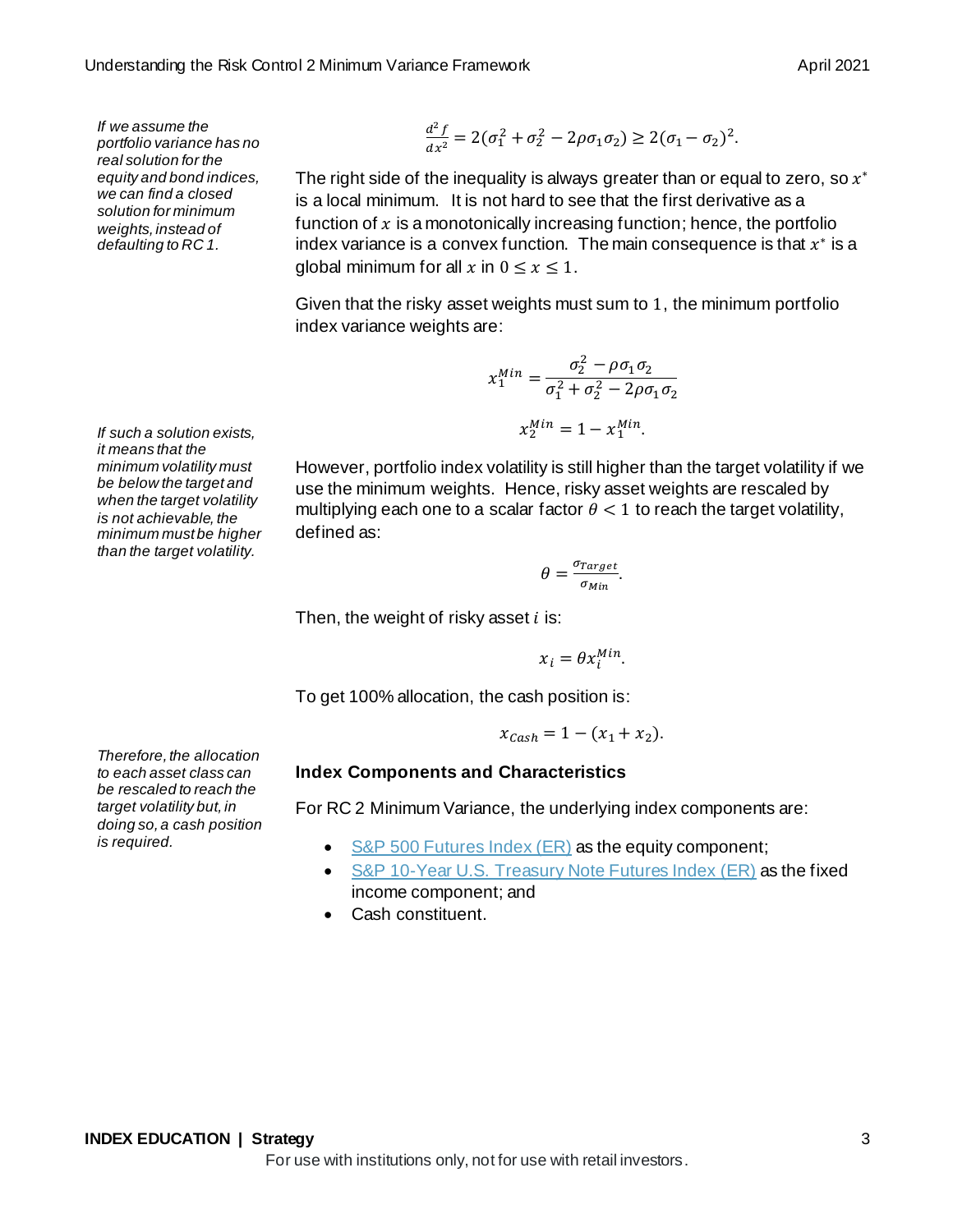*If we assume the portfolio variance has no real solution for the equity and bond indices, we can find a closed solution for minimum weights, instead of defaulting to RC 1.*

$$\frac{d^2 f}{dx^2} = 2(\sigma_1^2 + \sigma_2^2 - 2\rho\sigma_1\sigma_2) \geq 2(\sigma_1 - \sigma_2)^2.$$

The right side of the inequality is always greater than or equal to zero, so $x^*$ is a local minimum. It is not hard to see that the first derivative as a function of $x$ is a monotonically increasing function; hence, the portfolio index variance is a convex function. The main consequence is that $x^*$ is a global minimum for all $x$ in $0 \leq x \leq 1$.

Given that the risky asset weights must sum to 1, the minimum portfolio index variance weights are:

$$x_1^{Min} = \frac{\sigma_2^2 - \rho\sigma_1\sigma_2}{\sigma_1^2 + \sigma_2^2 - 2\rho\sigma_1\sigma_2}$$

$$x_2^{Min} = 1 - x_1^{Min}.$$

*If such a solution exists, it means that the minimum volatility must be below the target and when the target volatility is not achievable, the minimum must be higher than the target volatility.*

However, portfolio index volatility is still higher than the target volatility if we use the minimum weights. Hence, risky asset weights are rescaled by multiplying each one to a scalar factor $\theta < 1$ to reach the target volatility, defined as:

$$\theta = \frac{\sigma_{Target}}{\sigma_{Min}}.$$

Then, the weight of risky asset $i$ is:

$$x_i = \theta x_i^{Min}.$$

To get 100% allocation, the cash position is:

$$x_{Cash} = 1 - (x_1 + x_2).$$

*Therefore, the allocation to each asset class can be rescaled to reach the target volatility but, in doing so, a cash position is required.*

### Index Components and Characteristics

For RC 2 Minimum Variance, the underlying index components are:

- S&P 500 Futures Index (ER) as the equity component;
- S&P 10-Year U.S. Treasury Note Futures Index (ER) as the fixed income component; and
- Cash constituent.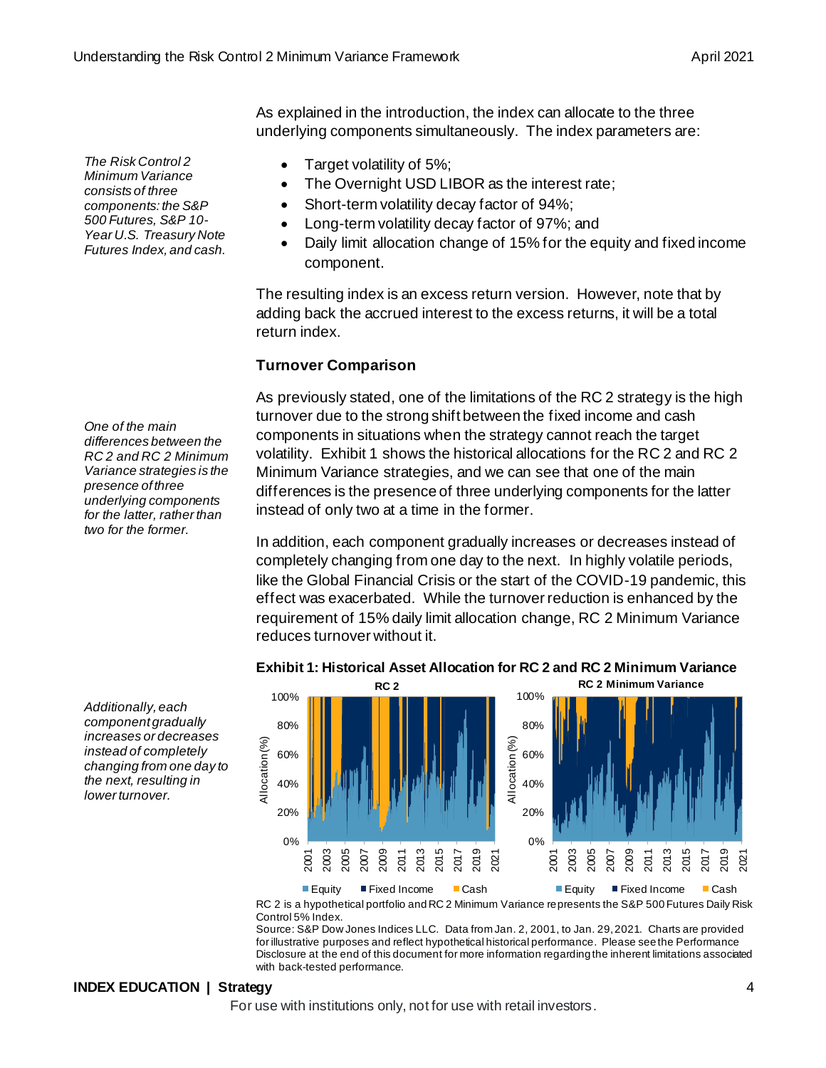*The Risk Control 2 Minimum Variance consists of three components: the S&P 500 Futures, S&P 10-Year U.S. Treasury Note Futures Index, and cash.*

As explained in the introduction, the index can allocate to the three underlying components simultaneously. The index parameters are:

- Target volatility of 5%;
- The Overnight USD LIBOR as the interest rate;
- Short-term volatility decay factor of 94%;
- Long-term volatility decay factor of 97%; and
- Daily limit allocation change of 15% for the equity and fixed income component.

The resulting index is an excess return version. However, note that by adding back the accrued interest to the excess returns, it will be a total return index.

### Turnover Comparison

*One of the main differences between the RC 2 and RC 2 Minimum Variance strategies is the presence of three underlying components for the latter, rather than two for the former.*

As previously stated, one of the limitations of the RC 2 strategy is the high turnover due to the strong shift between the fixed income and cash components in situations when the strategy cannot reach the target volatility. Exhibit 1 shows the historical allocations for the RC 2 and RC 2 Minimum Variance strategies, and we can see that one of the main differences is the presence of three underlying components for the latter instead of only two at a time in the former.

*Additionally, each component gradually increases or decreases instead of completely changing from one day to the next, resulting in lower turnover.*

In addition, each component gradually increases or decreases instead of completely changing from one day to the next. In highly volatile periods, like the Global Financial Crisis or the start of the COVID-19 pandemic, this effect was exacerbated. While the turnover reduction is enhanced by the requirement of 15% daily limit allocation change, RC 2 Minimum Variance reduces turnover without it.

**Exhibit 1: Historical Asset Allocation for RC 2 and RC 2 Minimum Variance**

RC 2 is a hypothetical portfolio and RC 2 Minimum Variance represents the S&P 500 Futures Daily Risk Control 5% Index.

Source: S&P Dow Jones Indices LLC. Data from Jan. 2, 2001, to Jan. 29, 2021. Charts are provided for illustrative purposes and reflect hypothetical historical performance. Please see the Performance Disclosure at the end of this document for more information regarding the inherent limitations associated with back-tested performance.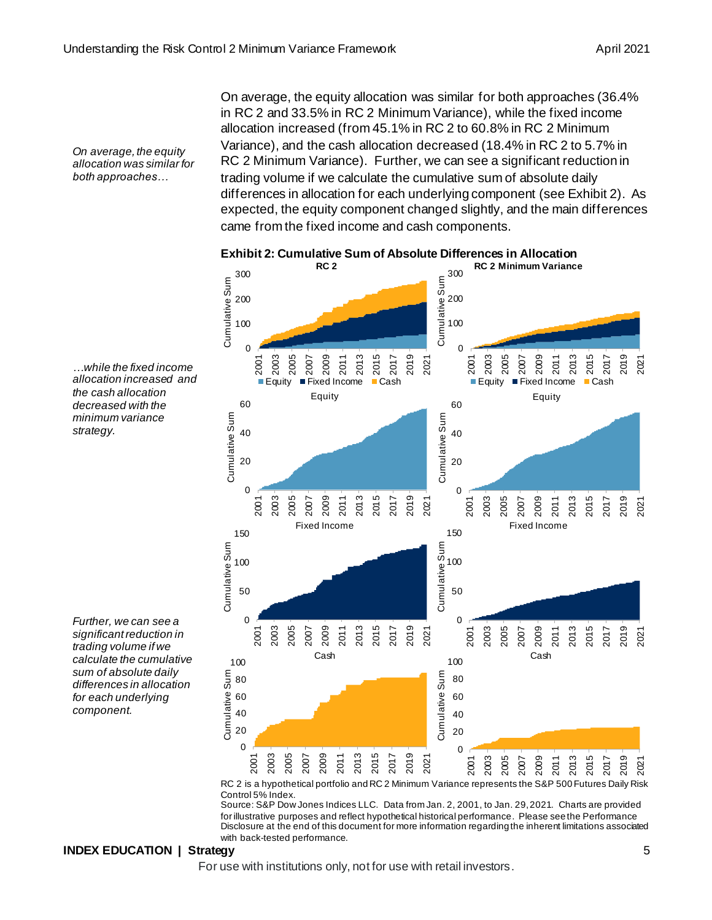*On average, the equity allocation was similar for both approaches…*

On average, the equity allocation was similar for both approaches (36.4% in RC 2 and 33.5% in RC 2 Minimum Variance), while the fixed income allocation increased (from 45.1% in RC 2 to 60.8% in RC 2 Minimum Variance), and the cash allocation decreased (18.4% in RC 2 to 5.7% in RC 2 Minimum Variance). Further, we can see a significant reduction in trading volume if we calculate the cumulative sum of absolute daily differences in allocation for each underlying component (see Exhibit 2). As expected, the equity component changed slightly, and the main differences came from the fixed income and cash components.

*…while the fixed income allocation increased and the cash allocation decreased with the minimum variance strategy.*

*Further, we can see a significant reduction in trading volume if we calculate the cumulative sum of absolute daily differences in allocation for each underlying component.*

**Exhibit 2: Cumulative Sum of Absolute Differences in Allocation**

RC 2 is a hypothetical portfolio and RC 2 Minimum Variance represents the S&P 500 Futures Daily Risk Control 5% Index.

Source: S&P Dow Jones Indices LLC. Data from Jan. 2, 2001, to Jan. 29, 2021. Charts are provided for illustrative purposes and reflect hypothetical historical performance. Please see the Performance Disclosure at the end of this document for more information regarding the inherent limitations associated with back-tested performance.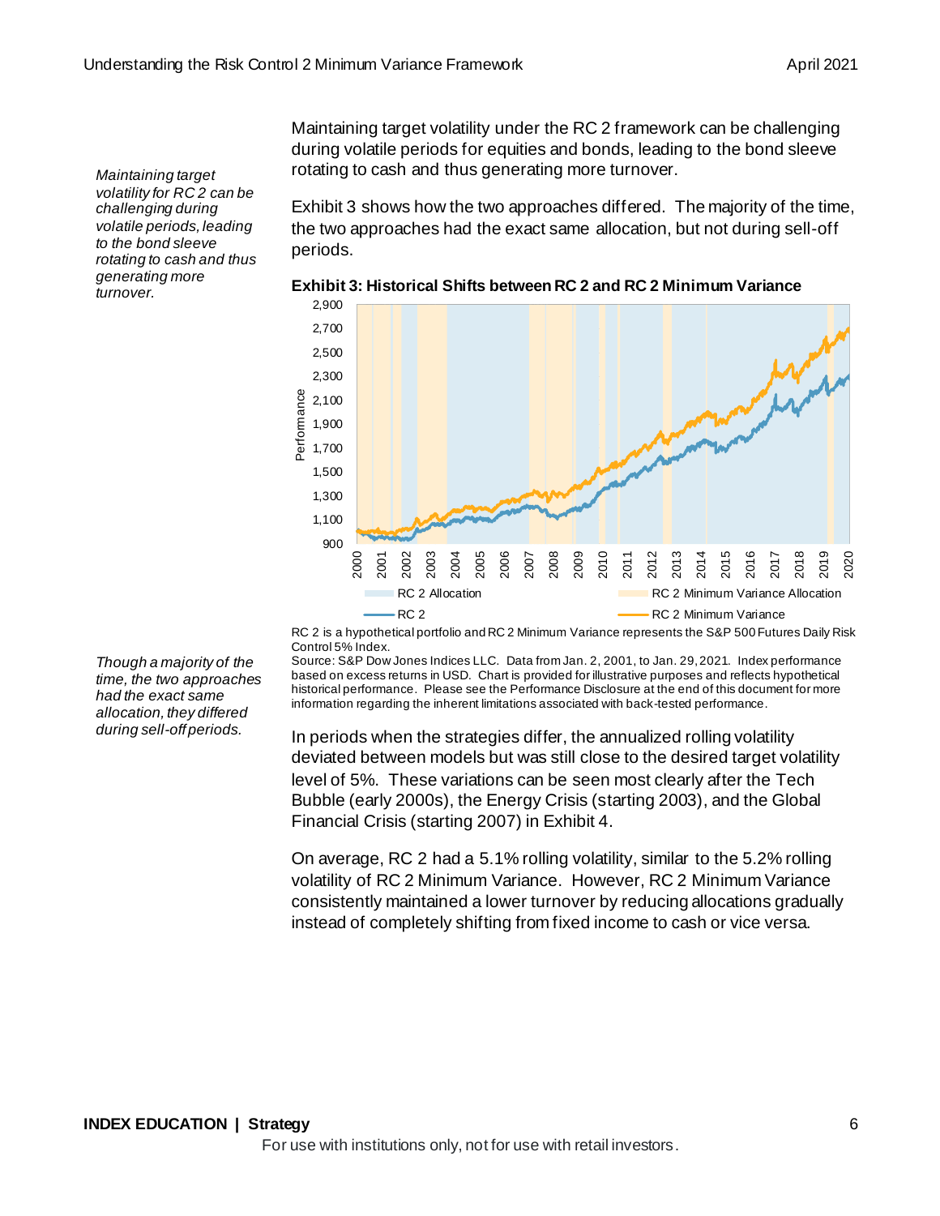*Maintaining target volatility for RC 2 can be challenging during volatile periods, leading to the bond sleeve rotating to cash and thus generating more turnover.*

Maintaining target volatility under the RC 2 framework can be challenging during volatile periods for equities and bonds, leading to the bond sleeve rotating to cash and thus generating more turnover.

Exhibit 3 shows how the two approaches differed. The majority of the time, the two approaches had the exact same allocation, but not during sell-off periods.

**Exhibit 3: Historical Shifts between RC 2 and RC 2 Minimum Variance**

RC 2 is a hypothetical portfolio and RC 2 Minimum Variance represents the S&P 500 Futures Daily Risk Control 5% Index.
Source: S&P Dow Jones Indices LLC. Data from Jan. 2, 2001, to Jan. 29, 2021. Index performance based on excess returns in USD. Chart is provided for illustrative purposes and reflects hypothetical historical performance. Please see the Performance Disclosure at the end of this document for more information regarding the inherent limitations associated with back-tested performance.

*Though a majority of the time, the two approaches had the exact same allocation, they differed during sell-off periods.*

In periods when the strategies differ, the annualized rolling volatility deviated between models but was still close to the desired target volatility level of 5%. These variations can be seen most clearly after the Tech Bubble (early 2000s), the Energy Crisis (starting 2003), and the Global Financial Crisis (starting 2007) in Exhibit 4.

On average, RC 2 had a 5.1% rolling volatility, similar to the 5.2% rolling volatility of RC 2 Minimum Variance. However, RC 2 Minimum Variance consistently maintained a lower turnover by reducing allocations gradually instead of completely shifting from fixed income to cash or vice versa.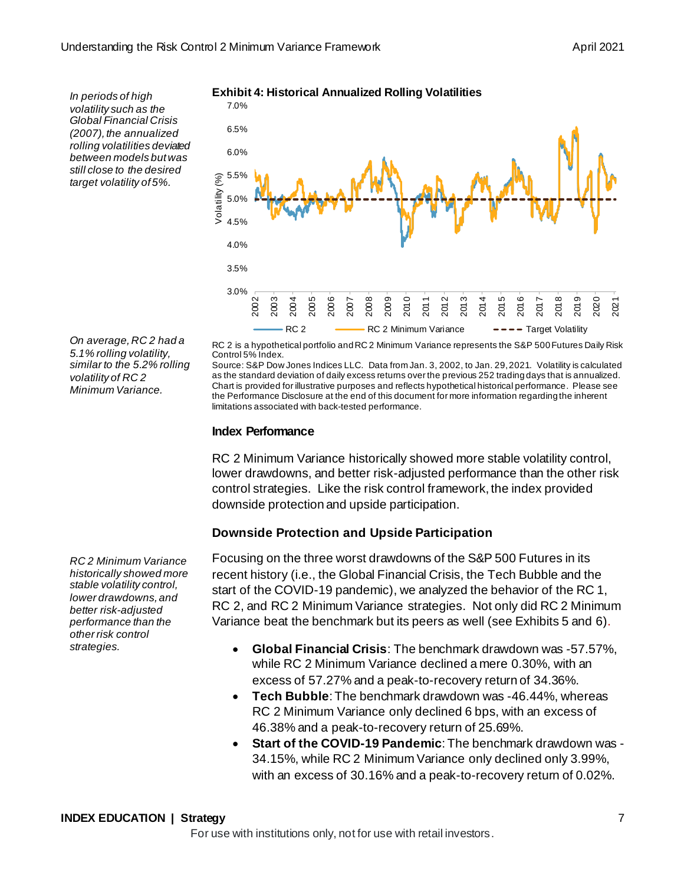*In periods of high volatility such as the Global Financial Crisis (2007), the annualized rolling volatilities deviated between models but was still close to the desired target volatility of 5%.*

**Exhibit 4: Historical Annualized Rolling Volatilities**

RC 2 is a hypothetical portfolio and RC 2 Minimum Variance represents the S&P 500 Futures Daily Risk Control 5% Index.
Source: S&P Dow Jones Indices LLC. Data from Jan. 3, 2002, to Jan. 29, 2021. Volatility is calculated as the standard deviation of daily excess returns over the previous 252 trading days that is annualized. Chart is provided for illustrative purposes and reflects hypothetical historical performance. Please see the Performance Disclosure at the end of this document for more information regarding the inherent limitations associated with back-tested performance.

*On average, RC 2 had a 5.1% rolling volatility, similar to the 5.2% rolling volatility of RC 2 Minimum Variance.*

### Index Performance

RC 2 Minimum Variance historically showed more stable volatility control, lower drawdowns, and better risk-adjusted performance than the other risk control strategies. Like the risk control framework, the index provided downside protection and upside participation.

### Downside Protection and Upside Participation

*RC 2 Minimum Variance historically showed more stable volatility control, lower drawdowns, and better risk-adjusted performance than the other risk control strategies.*

Focusing on the three worst drawdowns of the S&P 500 Futures in its recent history (i.e., the Global Financial Crisis, the Tech Bubble and the start of the COVID-19 pandemic), we analyzed the behavior of the RC 1, RC 2, and RC 2 Minimum Variance strategies. Not only did RC 2 Minimum Variance beat the benchmark but its peers as well (see Exhibits 5 and 6).

- **Global Financial Crisis**: The benchmark drawdown was -57.57%, while RC 2 Minimum Variance declined a mere 0.30%, with an excess of 57.27% and a peak-to-recovery return of 34.36%.
- **Tech Bubble**: The benchmark drawdown was -46.44%, whereas RC 2 Minimum Variance only declined 6 bps, with an excess of 46.38% and a peak-to-recovery return of 25.69%.
- **Start of the COVID-19 Pandemic**: The benchmark drawdown was -34.15%, while RC 2 Minimum Variance only declined only 3.99%, with an excess of 30.16% and a peak-to-recovery return of 0.02%.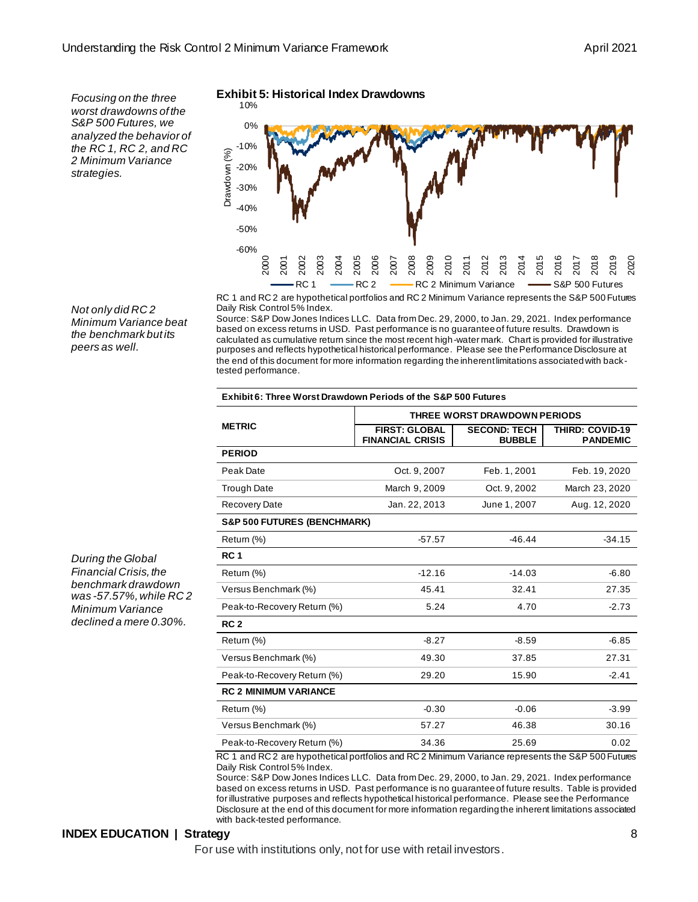*Focusing on the three worst drawdowns of the S&P 500 Futures, we analyzed the behavior of the RC 1, RC 2, and RC 2 Minimum Variance strategies.*

**Exhibit 5: Historical Index Drawdowns**

RC 1 and RC 2 are hypothetical portfolios and RC 2 Minimum Variance represents the S&P 500 Futures Daily Risk Control 5% Index.

Source: S&P Dow Jones Indices LLC. Data from Dec. 29, 2000, to Jan. 29, 2021. Index performance based on excess returns in USD. Past performance is no guarantee of future results. Drawdown is calculated as cumulative return since the most recent high-water mark. Chart is provided for illustrative purposes and reflects hypothetical historical performance. Please see the Performance Disclosure at the end of this document for more information regarding the inherent limitations associated with back-tested performance.

*Not only did RC 2 Minimum Variance beat the benchmark but its peers as well.*

*During the Global Financial Crisis, the benchmark drawdown was -57.57%, while RC 2 Minimum Variance declined a mere 0.30%.*

**Exhibit 6: Three Worst Drawdown Periods of the S&P 500 Futures**

| METRIC | THREE WORST DRAWDOWN PERIODS | | |
|---|---|---|---|
| | FIRST: GLOBAL FINANCIAL CRISIS | SECOND: TECH BUBBLE | THIRD: COVID-19 PANDEMIC |
| **PERIOD** | | | |
| Peak Date | Oct. 9, 2007 | Feb. 1, 2001 | Feb. 19, 2020 |
| Trough Date | March 9, 2009 | Oct. 9, 2002 | March 23, 2020 |
| Recovery Date | Jan. 22, 2013 | June 1, 2007 | Aug. 12, 2020 |
| **S&P 500 FUTURES (BENCHMARK)** | | | |
| Return (%) | -57.57 | -46.44 | -34.15 |
| **RC 1** | | | |
| Return (%) | -12.16 | -14.03 | -6.80 |
| Versus Benchmark (%) | 45.41 | 32.41 | 27.35 |
| Peak-to-Recovery Return (%) | 5.24 | 4.70 | -2.73 |
| **RC 2** | | | |
| Return (%) | -8.27 | -8.59 | -6.85 |
| Versus Benchmark (%) | 49.30 | 37.85 | 27.31 |
| Peak-to-Recovery Return (%) | 29.20 | 15.90 | -2.41 |
| **RC 2 MINIMUM VARIANCE** | | | |
| Return (%) | -0.30 | -0.06 | -3.99 |
| Versus Benchmark (%) | 57.27 | 46.38 | 30.16 |
| Peak-to-Recovery Return (%) | 34.36 | 25.69 | 0.02 |

RC 1 and RC 2 are hypothetical portfolios and RC 2 Minimum Variance represents the S&P 500 Futures Daily Risk Control 5% Index.

Source: S&P Dow Jones Indices LLC. Data from Dec. 29, 2000, to Jan. 29, 2021. Index performance based on excess returns in USD. Past performance is no guarantee of future results. Table is provided for illustrative purposes and reflects hypothetical historical performance. Please see the Performance Disclosure at the end of this document for more information regarding the inherent limitations associated with back-tested performance.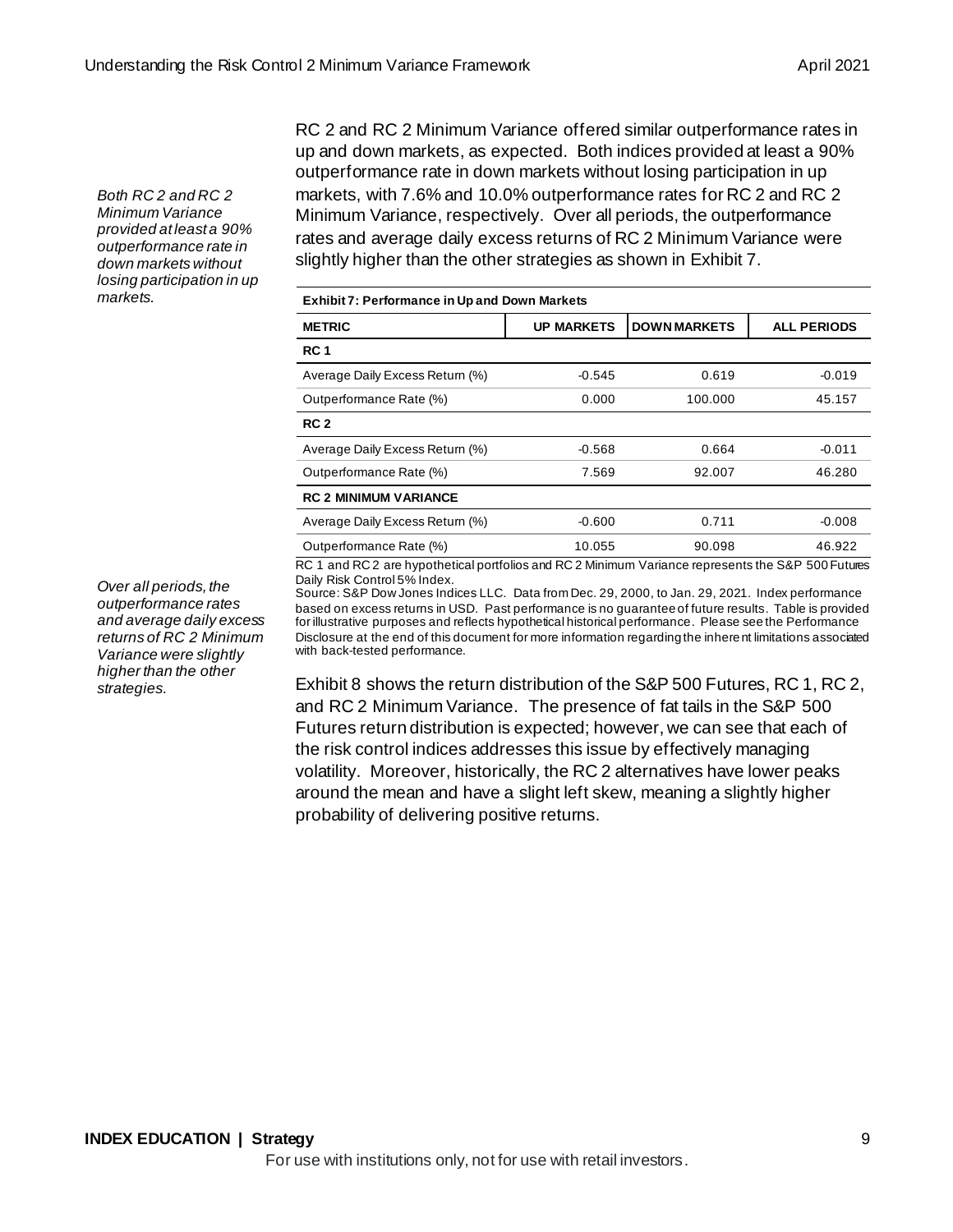*Both RC 2 and RC 2 Minimum Variance provided at least a 90% outperformance rate in down markets without losing participation in up markets.*

RC 2 and RC 2 Minimum Variance offered similar outperformance rates in up and down markets, as expected. Both indices provided at least a 90% outperformance rate in down markets without losing participation in up markets, with 7.6% and 10.0% outperformance rates for RC 2 and RC 2 Minimum Variance, respectively. Over all periods, the outperformance rates and average daily excess returns of RC 2 Minimum Variance were slightly higher than the other strategies as shown in Exhibit 7.

**Exhibit 7: Performance in Up and Down Markets**

| METRIC | UP MARKETS | DOWN MARKETS | ALL PERIODS |
|---|---|---|---|
| **RC 1** | | | |
| Average Daily Excess Return (%) | -0.545 | 0.619 | -0.019 |
| Outperformance Rate (%) | 0.000 | 100.000 | 45.157 |
| **RC 2** | | | |
| Average Daily Excess Return (%) | -0.568 | 0.664 | -0.011 |
| Outperformance Rate (%) | 7.569 | 92.007 | 46.280 |
| **RC 2 MINIMUM VARIANCE** | | | |
| Average Daily Excess Return (%) | -0.600 | 0.711 | -0.008 |
| Outperformance Rate (%) | 10.055 | 90.098 | 46.922 |

RC 1 and RC 2 are hypothetical portfolios and RC 2 Minimum Variance represents the S&P 500 Futures Daily Risk Control 5% Index.
Source: S&P Dow Jones Indices LLC. Data from Dec. 29, 2000, to Jan. 29, 2021. Index performance based on excess returns in USD. Past performance is no guarantee of future results. Table is provided for illustrative purposes and reflects hypothetical historical performance. Please see the Performance Disclosure at the end of this document for more information regarding the inherent limitations associated with back-tested performance.

*Over all periods, the outperformance rates and average daily excess returns of RC 2 Minimum Variance were slightly higher than the other strategies.*

Exhibit 8 shows the return distribution of the S&P 500 Futures, RC 1, RC 2, and RC 2 Minimum Variance. The presence of fat tails in the S&P 500 Futures return distribution is expected; however, we can see that each of the risk control indices addresses this issue by effectively managing volatility. Moreover, historically, the RC 2 alternatives have lower peaks around the mean and have a slight left skew, meaning a slightly higher probability of delivering positive returns.

**INDEX EDUCATION | Strategy**

For use with institutions only, not for use with retail investors.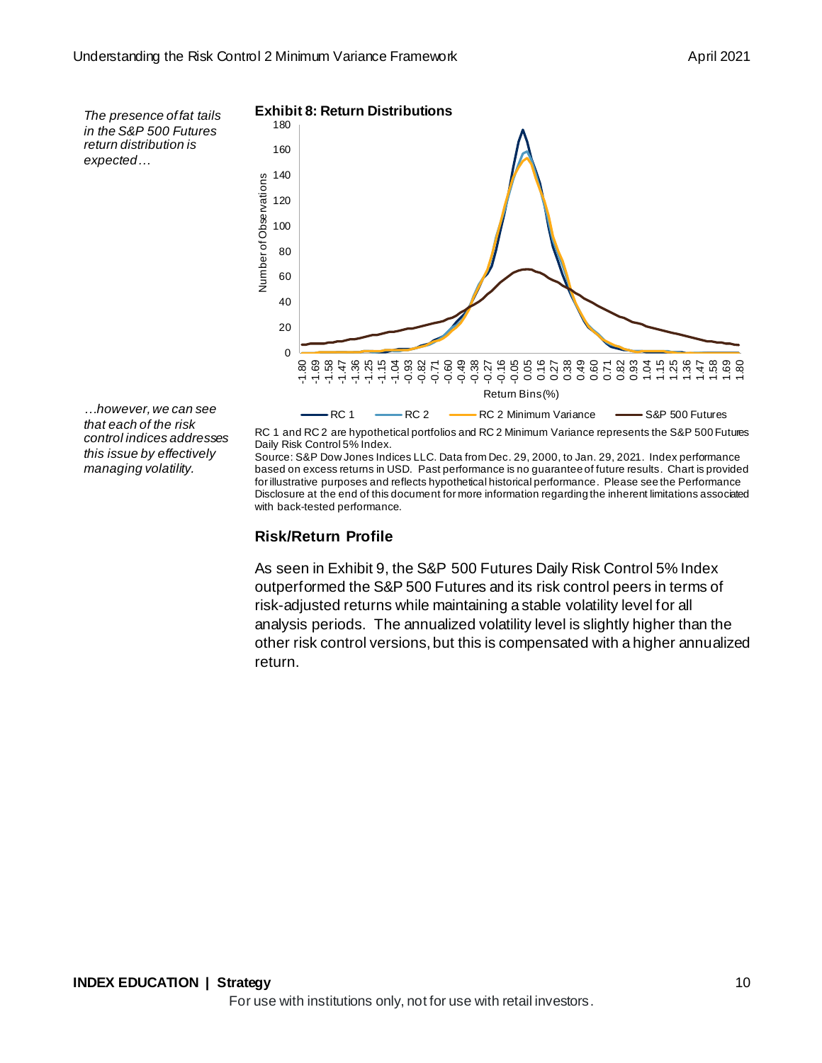*The presence of fat tails in the S&P 500 Futures return distribution is expected…*

**Exhibit 8: Return Distributions**

*…however, we can see that each of the risk control indices addresses this issue by effectively managing volatility.*

RC 1 and RC 2 are hypothetical portfolios and RC 2 Minimum Variance represents the S&P 500 Futures Daily Risk Control 5% Index.

Source: S&P Dow Jones Indices LLC. Data from Dec. 29, 2000, to Jan. 29, 2021. Index performance based on excess returns in USD. Past performance is no guarantee of future results. Chart is provided for illustrative purposes and reflects hypothetical historical performance. Please see the Performance Disclosure at the end of this document for more information regarding the inherent limitations associated with back-tested performance.

### Risk/Return Profile

As seen in Exhibit 9, the S&P 500 Futures Daily Risk Control 5% Index outperformed the S&P 500 Futures and its risk control peers in terms of risk-adjusted returns while maintaining a stable volatility level for all analysis periods. The annualized volatility level is slightly higher than the other risk control versions, but this is compensated with a higher annualized return.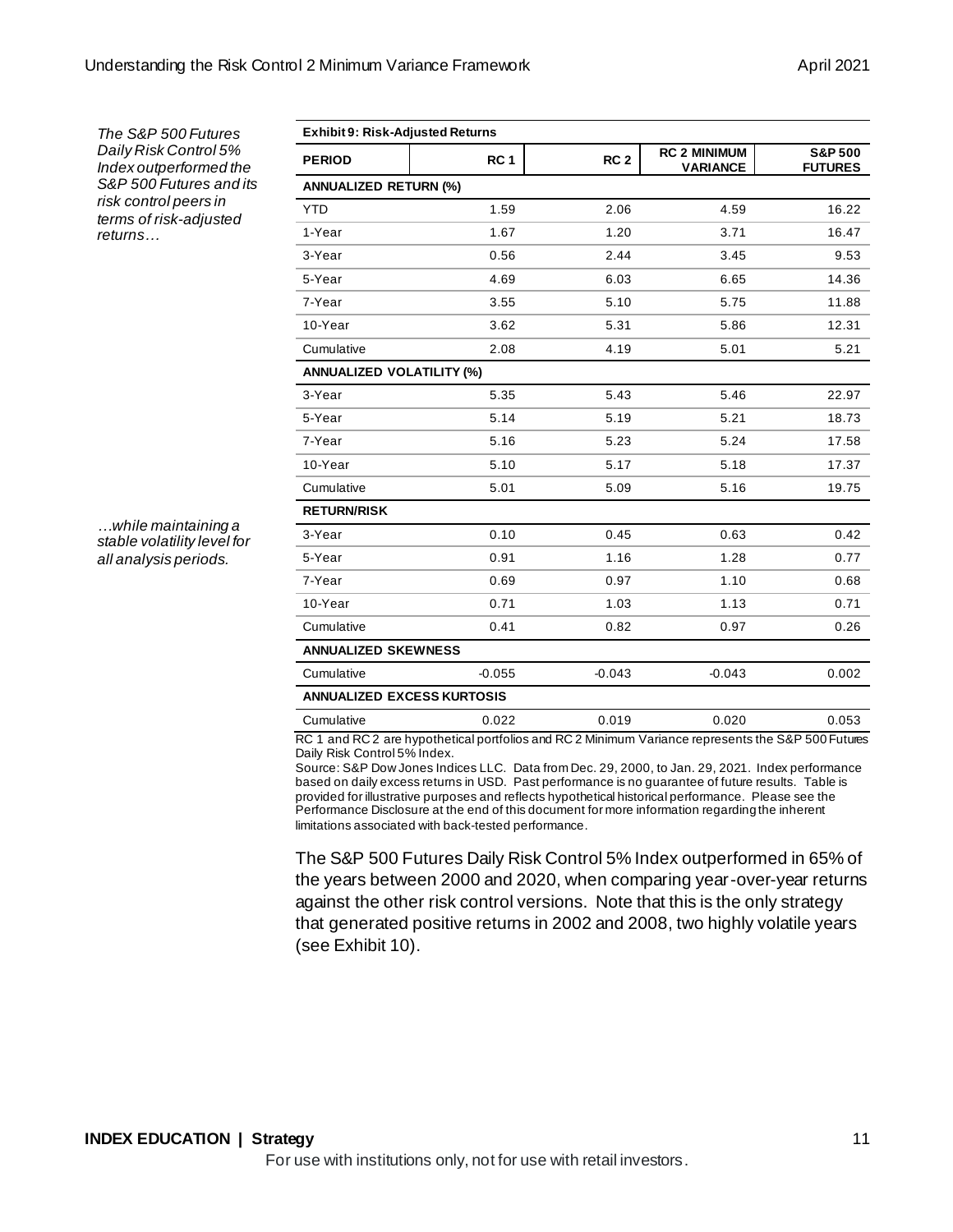*The S&P 500 Futures Daily Risk Control 5% Index outperformed the S&P 500 Futures and its risk control peers in terms of risk-adjusted returns…*

*…while maintaining a stable volatility level for all analysis periods.*

**Exhibit 9: Risk-Adjusted Returns**

| PERIOD | RC 1 | RC 2 | RC 2 MINIMUM VARIANCE | S&P 500 FUTURES |
|---|---|---|---|---|
| **ANNUALIZED RETURN (%)** | | | | |
| YTD | 1.59 | 2.06 | 4.59 | 16.22 |
| 1-Year | 1.67 | 1.20 | 3.71 | 16.47 |
| 3-Year | 0.56 | 2.44 | 3.45 | 9.53 |
| 5-Year | 4.69 | 6.03 | 6.65 | 14.36 |
| 7-Year | 3.55 | 5.10 | 5.75 | 11.88 |
| 10-Year | 3.62 | 5.31 | 5.86 | 12.31 |
| Cumulative | 2.08 | 4.19 | 5.01 | 5.21 |
| **ANNUALIZED VOLATILITY (%)** | | | | |
| 3-Year | 5.35 | 5.43 | 5.46 | 22.97 |
| 5-Year | 5.14 | 5.19 | 5.21 | 18.73 |
| 7-Year | 5.16 | 5.23 | 5.24 | 17.58 |
| 10-Year | 5.10 | 5.17 | 5.18 | 17.37 |
| Cumulative | 5.01 | 5.09 | 5.16 | 19.75 |
| **RETURN/RISK** | | | | |
| 3-Year | 0.10 | 0.45 | 0.63 | 0.42 |
| 5-Year | 0.91 | 1.16 | 1.28 | 0.77 |
| 7-Year | 0.69 | 0.97 | 1.10 | 0.68 |
| 10-Year | 0.71 | 1.03 | 1.13 | 0.71 |
| Cumulative | 0.41 | 0.82 | 0.97 | 0.26 |
| **ANNUALIZED SKEWNESS** | | | | |
| Cumulative | -0.055 | -0.043 | -0.043 | 0.002 |
| **ANNUALIZED EXCESS KURTOSIS** | | | | |
| Cumulative | 0.022 | 0.019 | 0.020 | 0.053 |

RC 1 and RC 2 are hypothetical portfolios and RC 2 Minimum Variance represents the S&P 500 Futures Daily Risk Control 5% Index.

Source: S&P Dow Jones Indices LLC. Data from Dec. 29, 2000, to Jan. 29, 2021. Index performance based on daily excess returns in USD. Past performance is no guarantee of future results. Table is provided for illustrative purposes and reflects hypothetical historical performance. Please see the Performance Disclosure at the end of this document for more information regarding the inherent limitations associated with back-tested performance.

The S&P 500 Futures Daily Risk Control 5% Index outperformed in 65% of the years between 2000 and 2020, when comparing year-over-year returns against the other risk control versions. Note that this is the only strategy that generated positive returns in 2002 and 2008, two highly volatile years (see Exhibit 10).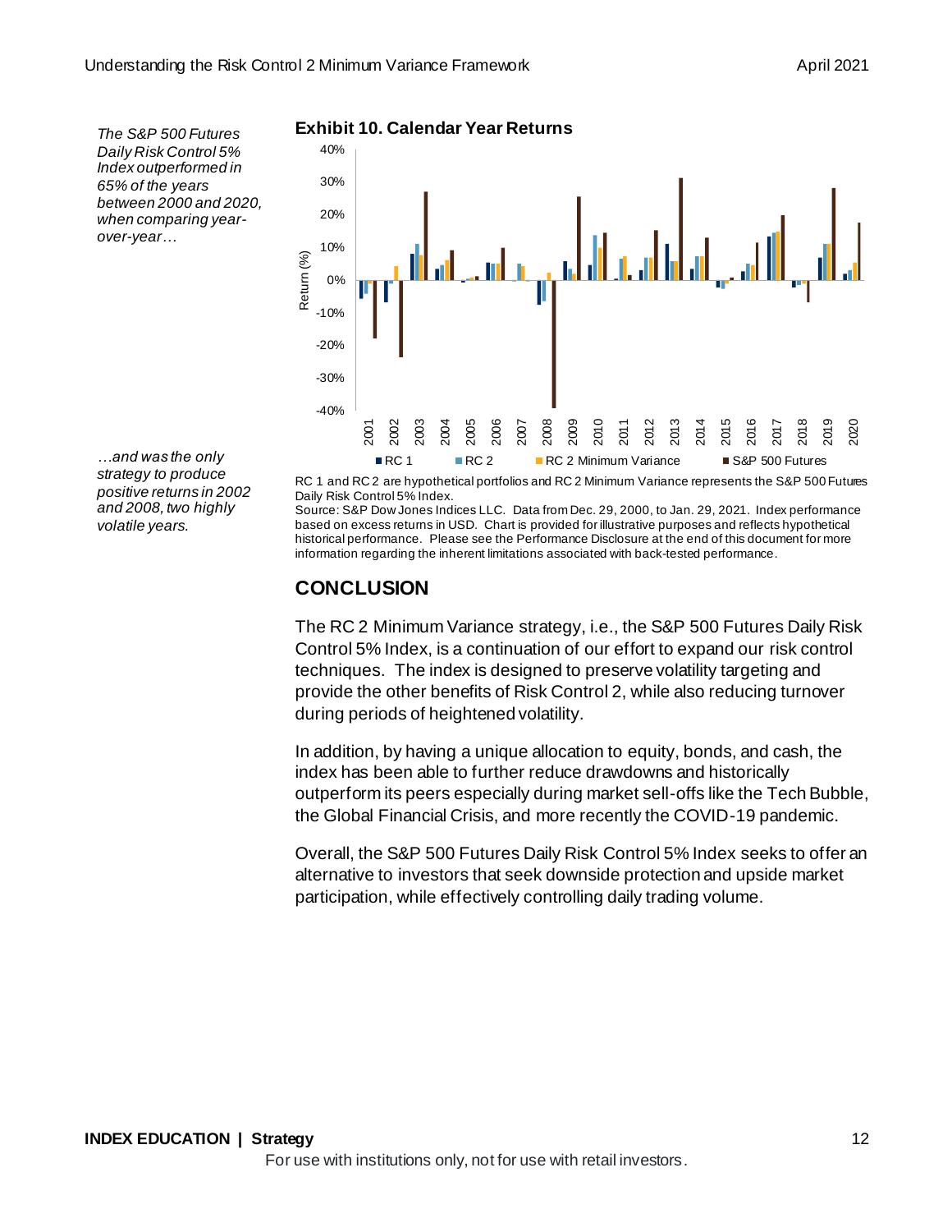*The S&P 500 Futures Daily Risk Control 5% Index outperformed in 65% of the years between 2000 and 2020, when comparing year-over-year…*

*…and was the only strategy to produce positive returns in 2002 and 2008, two highly volatile years.*

**Exhibit 10. Calendar Year Returns**

RC 1 and RC 2 are hypothetical portfolios and RC 2 Minimum Variance represents the S&P 500 Futures Daily Risk Control 5% Index.
Source: S&P Dow Jones Indices LLC. Data from Dec. 29, 2000, to Jan. 29, 2021. Index performance based on excess returns in USD. Chart is provided for illustrative purposes and reflects hypothetical historical performance. Please see the Performance Disclosure at the end of this document for more information regarding the inherent limitations associated with back-tested performance.

## CONCLUSION

The RC 2 Minimum Variance strategy, i.e., the S&P 500 Futures Daily Risk Control 5% Index, is a continuation of our effort to expand our risk control techniques. The index is designed to preserve volatility targeting and provide the other benefits of Risk Control 2, while also reducing turnover during periods of heightened volatility.

In addition, by having a unique allocation to equity, bonds, and cash, the index has been able to further reduce drawdowns and historically outperform its peers especially during market sell-offs like the Tech Bubble, the Global Financial Crisis, and more recently the COVID-19 pandemic.

Overall, the S&P 500 Futures Daily Risk Control 5% Index seeks to offer an alternative to investors that seek downside protection and upside market participation, while effectively controlling daily trading volume.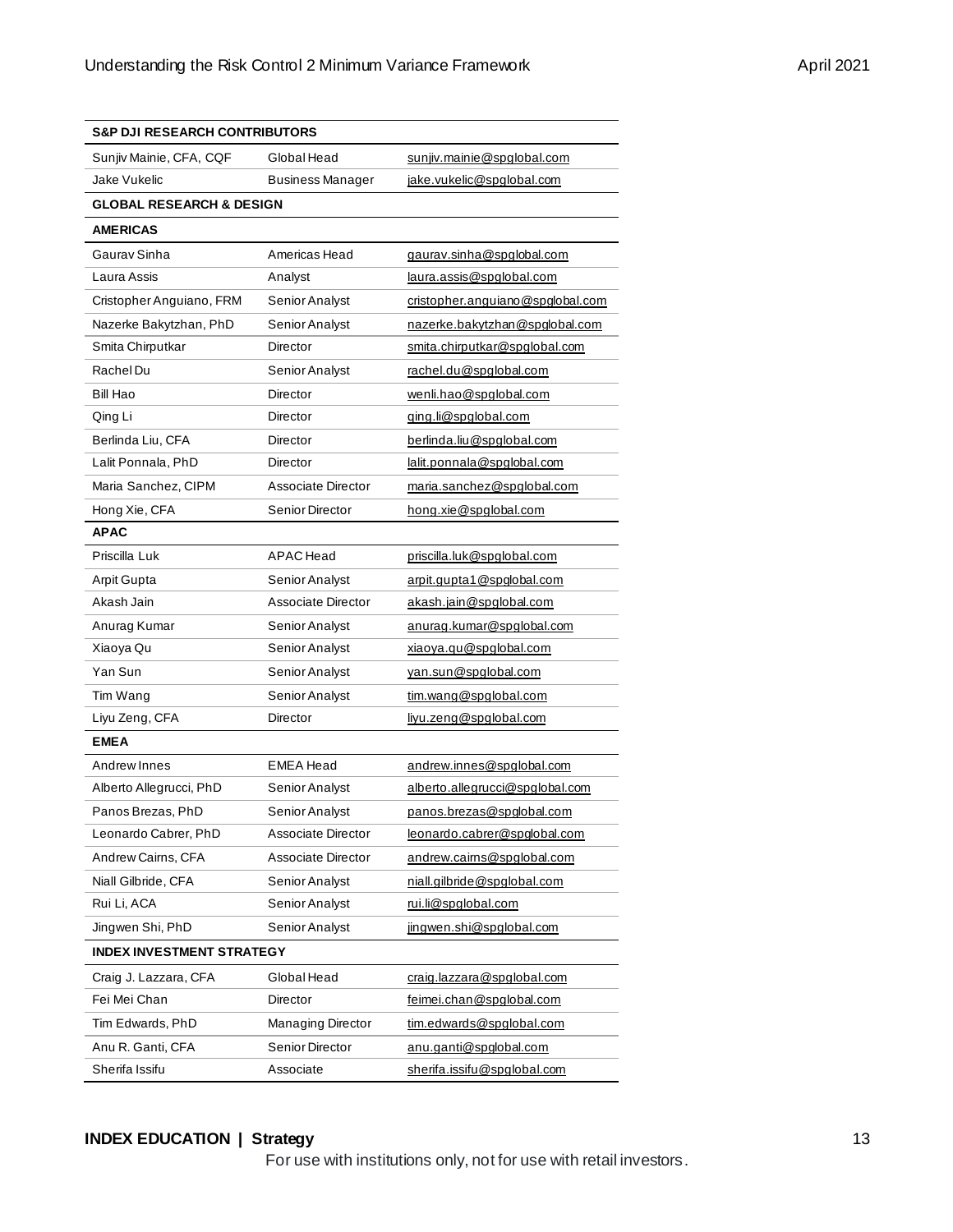| S&P DJI RESEARCH CONTRIBUTORS | | |
|---|---|---|
| Sunjiv Mainie, CFA, CQF | Global Head | sunjiv.mainie@spglobal.com |
| Jake Vukelic | Business Manager | jake.vukelic@spglobal.com |
| **GLOBAL RESEARCH & DESIGN** | | |
| **AMERICAS** | | |
| Gaurav Sinha | Americas Head | gaurav.sinha@spglobal.com |
| Laura Assis | Analyst | laura.assis@spglobal.com |
| Cristopher Anguiano, FRM | Senior Analyst | cristopher.anguiano@spglobal.com |
| Nazerke Bakytzhan, PhD | Senior Analyst | nazerke.bakytzhan@spglobal.com |
| Smita Chirputkar | Director | smita.chirputkar@spglobal.com |
| Rachel Du | Senior Analyst | rachel.du@spglobal.com |
| Bill Hao | Director | wenli.hao@spglobal.com |
| Qing Li | Director | qing.li@spglobal.com |
| Berlinda Liu, CFA | Director | berlinda.liu@spglobal.com |
| Lalit Ponnala, PhD | Director | lalit.ponnala@spglobal.com |
| Maria Sanchez, CIPM | Associate Director | maria.sanchez@spglobal.com |
| Hong Xie, CFA | Senior Director | hong.xie@spglobal.com |
| **APAC** | | |
| Priscilla Luk | APAC Head | priscilla.luk@spglobal.com |
| Arpit Gupta | Senior Analyst | arpit.gupta1@spglobal.com |
| Akash Jain | Associate Director | akash.jain@spglobal.com |
| Anurag Kumar | Senior Analyst | anurag.kumar@spglobal.com |
| Xiaoya Qu | Senior Analyst | xiaoya.qu@spglobal.com |
| Yan Sun | Senior Analyst | yan.sun@spglobal.com |
| Tim Wang | Senior Analyst | tim.wang@spglobal.com |
| Liyu Zeng, CFA | Director | liyu.zeng@spglobal.com |
| **EMEA** | | |
| Andrew Innes | EMEA Head | andrew.innes@spglobal.com |
| Alberto Allegrucci, PhD | Senior Analyst | alberto.allegrucci@spglobal.com |
| Panos Brezas, PhD | Senior Analyst | panos.brezas@spglobal.com |
| Leonardo Cabrer, PhD | Associate Director | leonardo.cabrer@spglobal.com |
| Andrew Cairns, CFA | Associate Director | andrew.cairns@spglobal.com |
| Niall Gilbride, CFA | Senior Analyst | niall.gilbride@spglobal.com |
| Rui Li, ACA | Senior Analyst | rui.li@spglobal.com |
| Jingwen Shi, PhD | Senior Analyst | jingwen.shi@spglobal.com |
| **INDEX INVESTMENT STRATEGY** | | |
| Craig J. Lazzara, CFA | Global Head | craig.lazzara@spglobal.com |
| Fei Mei Chan | Director | feimei.chan@spglobal.com |
| Tim Edwards, PhD | Managing Director | tim.edwards@spglobal.com |
| Anu R. Ganti, CFA | Senior Director | anu.ganti@spglobal.com |
| Sherifa Issifu | Associate | sherifa.issifu@spglobal.com |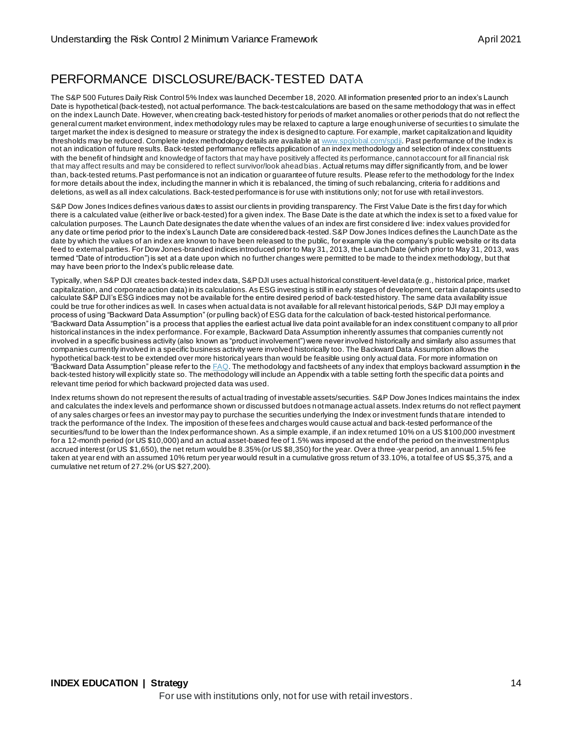## PERFORMANCE DISCLOSURE/BACK-TESTED DATA

The S&P 500 Futures Daily Risk Control 5% Index was launched December 18, 2020. All information presented prior to an index's Launch Date is hypothetical (back-tested), not actual performance. The back-test calculations are based on the same methodology that was in effect on the index Launch Date. However, when creating back-tested history for periods of market anomalies or other periods that do not reflect the general current market environment, index methodology rules may be relaxed to capture a large enough universe of securities to simulate the target market the index is designed to measure or strategy the index is designed to capture. For example, market capitalization and liquidity thresholds may be reduced. Complete index methodology details are available at [www.spglobal.com/spdji](www.spglobal.com/spdji). Past performance of the Index is not an indication of future results. Back-tested performance reflects application of an index methodology and selection of index constituents with the benefit of hindsight and knowledge of factors that may have positively affected its performance, cannot account for all financial risk that may affect results and may be considered to reflect survivor/look ahead bias. Actual returns may differ significantly from, and be lower than, back-tested returns. Past performance is not an indication or guarantee of future results. Please refer to the methodology for the Index for more details about the index, including the manner in which it is rebalanced, the timing of such rebalancing, criteria for additions and deletions, as well as all index calculations. Back-tested performance is for use with institutions only; not for use with retail investors.

S&P Dow Jones Indices defines various dates to assist our clients in providing transparency. The First Value Date is the first day for which there is a calculated value (either live or back-tested) for a given index. The Base Date is the date at which the index is set to a fixed value for calculation purposes. The Launch Date designates the date when the values of an index are first considered live: index values provided for any date or time period prior to the index's Launch Date are considered back-tested. S&P Dow Jones Indices defines the Launch Date as the date by which the values of an index are known to have been released to the public, for example via the company's public website or its data feed to external parties. For Dow Jones-branded indices introduced prior to May 31, 2013, the Launch Date (which prior to May 31, 2013, was termed "Date of introduction") is set at a date upon which no further changes were permitted to be made to the index methodology, but that may have been prior to the Index's public release date.

Typically, when S&P DJI creates back-tested index data, S&P DJI uses actual historical constituent-level data (e.g., historical price, market capitalization, and corporate action data) in its calculations. As ESG investing is still in early stages of development, certain datapoints used to calculate S&P DJI's ESG indices may not be available for the entire desired period of back-tested history. The same data availability issue could be true for other indices as well. In cases when actual data is not available for all relevant historical periods, S&P DJI may employ a process of using "Backward Data Assumption" (or pulling back) of ESG data for the calculation of back-tested historical performance. "Backward Data Assumption" is a process that applies the earliest actual live data point available for an index constituent company to all prior historical instances in the index performance. For example, Backward Data Assumption inherently assumes that companies currently not involved in a specific business activity (also known as "product involvement") were never involved historically and similarly also assumes that companies currently involved in a specific business activity were involved historically too. The Backward Data Assumption allows the hypothetical back-test to be extended over more historical years than would be feasible using only actual data. For more information on "Backward Data Assumption" please refer to the [FAQ](FAQ). The methodology and factsheets of any index that employs backward assumption in the back-tested history will explicitly state so. The methodology will include an Appendix with a table setting forth the specific data points and relevant time period for which backward projected data was used.

Index returns shown do not represent the results of actual trading of investable assets/securities. S&P Dow Jones Indices maintains the index and calculates the index levels and performance shown or discussed but does not manage actual assets. Index returns do not reflect payment of any sales charges or fees an investor may pay to purchase the securities underlying the Index or investment funds that are intended to track the performance of the Index. The imposition of these fees and charges would cause actual and back-tested performance of the securities/fund to be lower than the Index performance shown. As a simple example, if an index returned 10% on a US $100,000 investment for a 12-month period (or US $10,000) and an actual asset-based fee of 1.5% was imposed at the end of the period on the investment plus accrued interest (or US $1,650), the net return would be 8.35% (or US $8,350) for the year. Over a three-year period, an annual 1.5% fee taken at year end with an assumed 10% return per year would result in a cumulative gross return of 33.10%, a total fee of US $5,375, and a cumulative net return of 27.2% (or US $27,200).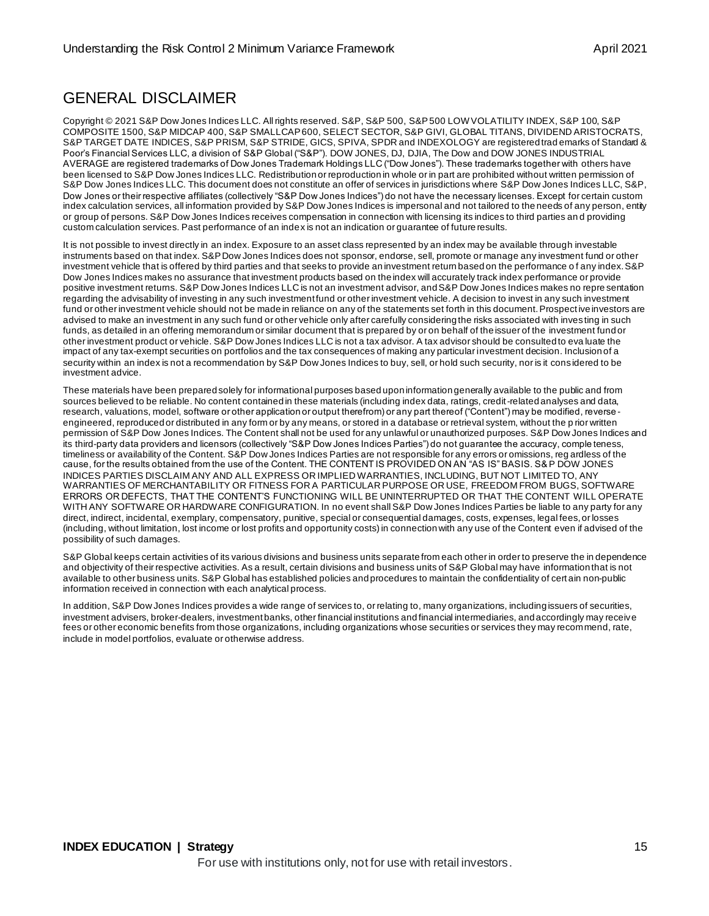# GENERAL DISCLAIMER

Copyright © 2021 S&P Dow Jones Indices LLC. All rights reserved. S&P, S&P 500, S&P 500 LOW VOLATILITY INDEX, S&P 100, S&P COMPOSITE 1500, S&P MIDCAP 400, S&P SMALLCAP 600, SELECT SECTOR, S&P GIVI, GLOBAL TITANS, DIVIDEND ARISTOCRATS, S&P TARGET DATE INDICES, S&P PRISM, S&P STRIDE, GICS, SPIVA, SPDR and INDEXOLOGY are registered trademarks of Standard & Poor's Financial Services LLC, a division of S&P Global ("S&P"). DOW JONES, DJ, DJIA, The Dow and DOW JONES INDUSTRIAL AVERAGE are registered trademarks of Dow Jones Trademark Holdings LLC ("Dow Jones"). These trademarks together with others have been licensed to S&P Dow Jones Indices LLC. Redistribution or reproduction in whole or in part are prohibited without written permission of S&P Dow Jones Indices LLC. This document does not constitute an offer of services in jurisdictions where S&P Dow Jones Indices LLC, S&P, Dow Jones or their respective affiliates (collectively "S&P Dow Jones Indices") do not have the necessary licenses. Except for certain custom index calculation services, all information provided by S&P Dow Jones Indices is impersonal and not tailored to the needs of any person, entity or group of persons. S&P Dow Jones Indices receives compensation in connection with licensing its indices to third parties and providing custom calculation services. Past performance of an index is not an indication or guarantee of future results.

It is not possible to invest directly in an index. Exposure to an asset class represented by an index may be available through investable instruments based on that index. S&P Dow Jones Indices does not sponsor, endorse, sell, promote or manage any investment fund or other investment vehicle that is offered by third parties and that seeks to provide an investment return based on the performance of any index. S&P Dow Jones Indices makes no assurance that investment products based on the index will accurately track index performance or provide positive investment returns. S&P Dow Jones Indices LLC is not an investment advisor, and S&P Dow Jones Indices makes no representation regarding the advisability of investing in any such investment fund or other investment vehicle. A decision to invest in any such investment fund or other investment vehicle should not be made in reliance on any of the statements set forth in this document. Prospective investors are advised to make an investment in any such fund or other vehicle only after carefully considering the risks associated with investing in such funds, as detailed in an offering memorandum or similar document that is prepared by or on behalf of the issuer of the investment fund or other investment product or vehicle. S&P Dow Jones Indices LLC is not a tax advisor. A tax advisor should be consulted to evaluate the impact of any tax-exempt securities on portfolios and the tax consequences of making any particular investment decision. Inclusion of a security within an index is not a recommendation by S&P Dow Jones Indices to buy, sell, or hold such security, nor is it considered to be investment advice.

These materials have been prepared solely for informational purposes based upon information generally available to the public and from sources believed to be reliable. No content contained in these materials (including index data, ratings, credit-related analyses and data, research, valuations, model, software or other application or output therefrom) or any part thereof ("Content") may be modified, reverse-engineered, reproduced or distributed in any form or by any means, or stored in a database or retrieval system, without the prior written permission of S&P Dow Jones Indices. The Content shall not be used for any unlawful or unauthorized purposes. S&P Dow Jones Indices and its third-party data providers and licensors (collectively "S&P Dow Jones Indices Parties") do not guarantee the accuracy, completeness, timeliness or availability of the Content. S&P Dow Jones Indices Parties are not responsible for any errors or omissions, regardless of the cause, for the results obtained from the use of the Content. THE CONTENT IS PROVIDED ON AN "AS IS" BASIS. S&P DOW JONES INDICES PARTIES DISCLAIM ANY AND ALL EXPRESS OR IMPLIED WARRANTIES, INCLUDING, BUT NOT LIMITED TO, ANY WARRANTIES OF MERCHANTABILITY OR FITNESS FOR A PARTICULAR PURPOSE OR USE, FREEDOM FROM BUGS, SOFTWARE ERRORS OR DEFECTS, THAT THE CONTENT'S FUNCTIONING WILL BE UNINTERRUPTED OR THAT THE CONTENT WILL OPERATE WITH ANY SOFTWARE OR HARDWARE CONFIGURATION. In no event shall S&P Dow Jones Indices Parties be liable to any party for any direct, indirect, incidental, exemplary, compensatory, punitive, special or consequential damages, costs, expenses, legal fees, or losses (including, without limitation, lost income or lost profits and opportunity costs) in connection with any use of the Content even if advised of the possibility of such damages.

S&P Global keeps certain activities of its various divisions and business units separate from each other in order to preserve the independence and objectivity of their respective activities. As a result, certain divisions and business units of S&P Global may have information that is not available to other business units. S&P Global has established policies and procedures to maintain the confidentiality of certain non-public information received in connection with each analytical process.

In addition, S&P Dow Jones Indices provides a wide range of services to, or relating to, many organizations, including issuers of securities, investment advisers, broker-dealers, investment banks, other financial institutions and financial intermediaries, and accordingly may receive fees or other economic benefits from those organizations, including organizations whose securities or services they may recommend, rate, include in model portfolios, evaluate or otherwise address.